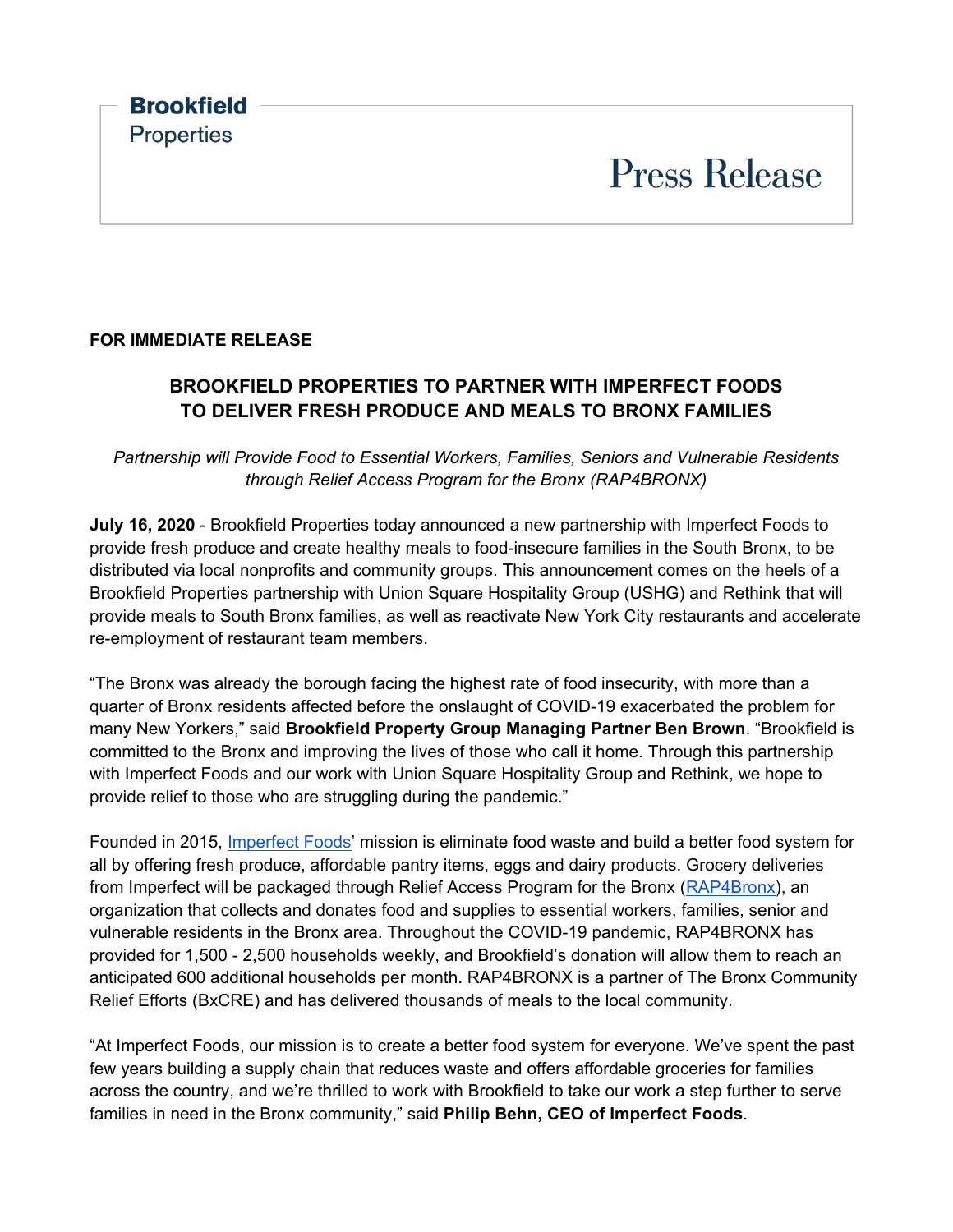**Brookfield**
Properties

# Press Release

**FOR IMMEDIATE RELEASE**

## BROOKFIELD PROPERTIES TO PARTNER WITH IMPERFECT FOODS TO DELIVER FRESH PRODUCE AND MEALS TO BRONX FAMILIES

*Partnership will Provide Food to Essential Workers, Families, Seniors and Vulnerable Residents through Relief Access Program for the Bronx (RAP4BRONX)*

**July 16, 2020** - Brookfield Properties today announced a new partnership with Imperfect Foods to provide fresh produce and create healthy meals to food-insecure families in the South Bronx, to be distributed via local nonprofits and community groups. This announcement comes on the heels of a Brookfield Properties partnership with Union Square Hospitality Group (USHG) and Rethink that will provide meals to South Bronx families, as well as reactivate New York City restaurants and accelerate re-employment of restaurant team members.

"The Bronx was already the borough facing the highest rate of food insecurity, with more than a quarter of Bronx residents affected before the onslaught of COVID-19 exacerbated the problem for many New Yorkers," said **Brookfield Property Group Managing Partner Ben Brown**. "Brookfield is committed to the Bronx and improving the lives of those who call it home. Through this partnership with Imperfect Foods and our work with Union Square Hospitality Group and Rethink, we hope to provide relief to those who are struggling during the pandemic."

Founded in 2015, Imperfect Foods' mission is eliminate food waste and build a better food system for all by offering fresh produce, affordable pantry items, eggs and dairy products. Grocery deliveries from Imperfect will be packaged through Relief Access Program for the Bronx (RAP4Bronx), an organization that collects and donates food and supplies to essential workers, families, senior and vulnerable residents in the Bronx area. Throughout the COVID-19 pandemic, RAP4BRONX has provided for 1,500 - 2,500 households weekly, and Brookfield's donation will allow them to reach an anticipated 600 additional households per month. RAP4BRONX is a partner of The Bronx Community Relief Efforts (BxCRE) and has delivered thousands of meals to the local community.

"At Imperfect Foods, our mission is to create a better food system for everyone. We've spent the past few years building a supply chain that reduces waste and offers affordable groceries for families across the country, and we're thrilled to work with Brookfield to take our work a step further to serve families in need in the Bronx community," said **Philip Behn, CEO of Imperfect Foods**.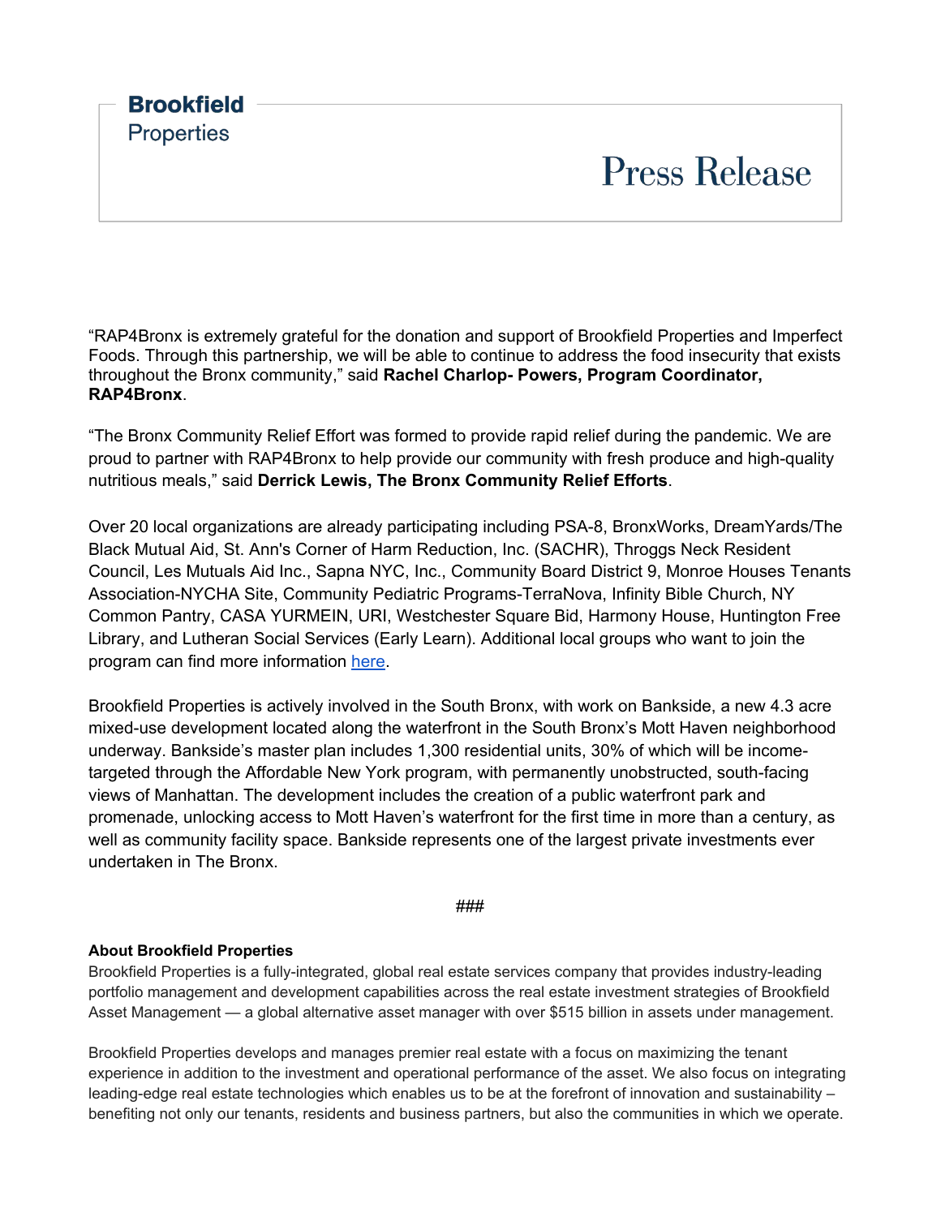"RAP4Bronx is extremely grateful for the donation and support of Brookfield Properties and Imperfect Foods. Through this partnership, we will be able to continue to address the food insecurity that exists throughout the Bronx community," said **Rachel Charlop- Powers, Program Coordinator, RAP4Bronx**.

"The Bronx Community Relief Effort was formed to provide rapid relief during the pandemic. We are proud to partner with RAP4Bronx to help provide our community with fresh produce and high-quality nutritious meals," said **Derrick Lewis, The Bronx Community Relief Efforts**.

Over 20 local organizations are already participating including PSA-8, BronxWorks, DreamYards/The Black Mutual Aid, St. Ann's Corner of Harm Reduction, Inc. (SACHR), Throggs Neck Resident Council, Les Mutuals Aid Inc., Sapna NYC, Inc., Community Board District 9, Monroe Houses Tenants Association-NYCHA Site, Community Pediatric Programs-TerraNova, Infinity Bible Church, NY Common Pantry, CASA YURMEIN, URI, Westchester Square Bid, Harmony House, Huntington Free Library, and Lutheran Social Services (Early Learn). Additional local groups who want to join the program can find more information here.

Brookfield Properties is actively involved in the South Bronx, with work on Bankside, a new 4.3 acre mixed-use development located along the waterfront in the South Bronx's Mott Haven neighborhood underway. Bankside's master plan includes 1,300 residential units, 30% of which will be income-targeted through the Affordable New York program, with permanently unobstructed, south-facing views of Manhattan. The development includes the creation of a public waterfront park and promenade, unlocking access to Mott Haven's waterfront for the first time in more than a century, as well as community facility space. Bankside represents one of the largest private investments ever undertaken in The Bronx.

###

**About Brookfield Properties**

Brookfield Properties is a fully-integrated, global real estate services company that provides industry-leading portfolio management and development capabilities across the real estate investment strategies of Brookfield Asset Management — a global alternative asset manager with over $515 billion in assets under management.

Brookfield Properties develops and manages premier real estate with a focus on maximizing the tenant experience in addition to the investment and operational performance of the asset. We also focus on integrating leading-edge real estate technologies which enables us to be at the forefront of innovation and sustainability – benefiting not only our tenants, residents and business partners, but also the communities in which we operate.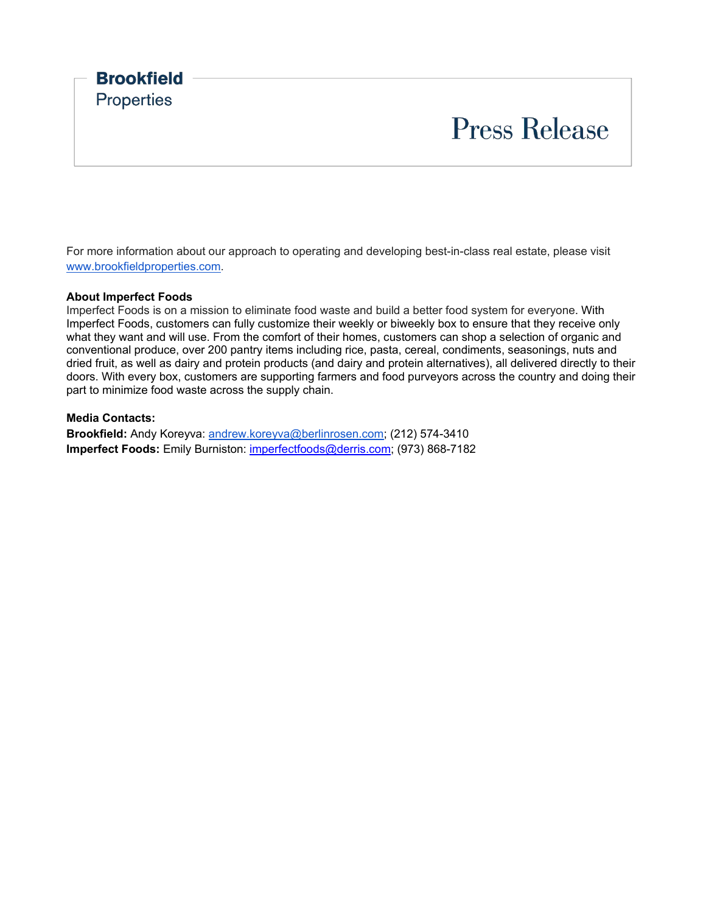For more information about our approach to operating and developing best-in-class real estate, please visit www.brookfieldproperties.com.

**About Imperfect Foods**
Imperfect Foods is on a mission to eliminate food waste and build a better food system for everyone. With Imperfect Foods, customers can fully customize their weekly or biweekly box to ensure that they receive only what they want and will use. From the comfort of their homes, customers can shop a selection of organic and conventional produce, over 200 pantry items including rice, pasta, cereal, condiments, seasonings, nuts and dried fruit, as well as dairy and protein products (and dairy and protein alternatives), all delivered directly to their doors. With every box, customers are supporting farmers and food purveyors across the country and doing their part to minimize food waste across the supply chain.

**Media Contacts:**
**Brookfield:** Andy Koreyva: andrew.koreyva@berlinrosen.com; (212) 574-3410
**Imperfect Foods:** Emily Burniston: imperfectfoods@derris.com; (973) 868-7182